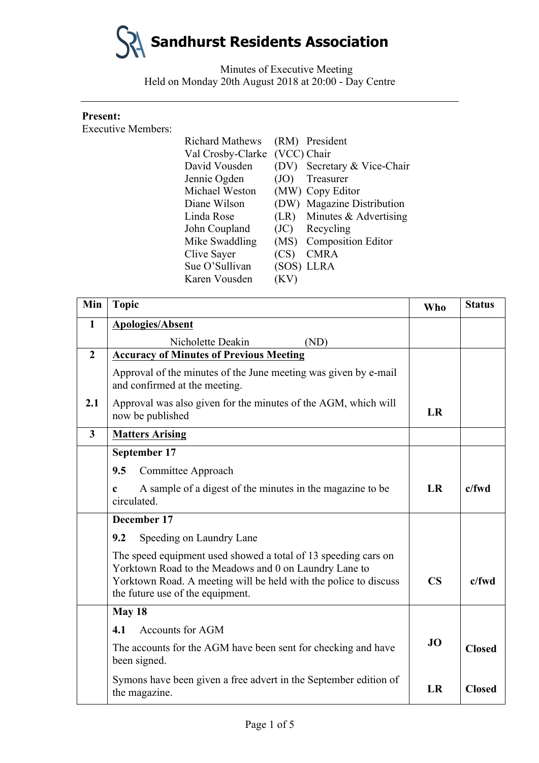# Sandhurst Residents Association

Minutes of Executive Meeting
Held on Monday 20th August 2018 at 20:00 - Day Centre

---

**Present:**
Executive Members:

| | | |
|---|---|---|
| Richard Mathews | (RM) | President |
| Val Crosby-Clarke | (VCC) | Chair |
| David Vousden | (DV) | Secretary & Vice-Chair |
| Jennie Ogden | (JO) | Treasurer |
| Michael Weston | (MW) | Copy Editor |
| Diane Wilson | (DW) | Magazine Distribution |
| Linda Rose | (LR) | Minutes & Advertising |
| John Coupland | (JC) | Recycling |
| Mike Swaddling | (MS) | Composition Editor |
| Clive Sayer | (CS) | CMRA |
| Sue O'Sullivan | (SOS) | LLRA |
| Karen Vousden | (KV) | |

| Min | Topic | Who | Status |
|---|---|---|---|
| **1** | **Apologies/Absent**<br>Nicholette Deakin (ND) | | |
| **2** | **Accuracy of Minutes of Previous Meeting**<br>Approval of the minutes of the June meeting was given by e-mail and confirmed at the meeting. | | |
| **2.1** | Approval was also given for the minutes of the AGM, which will now be published | **LR** | |
| **3** | **Matters Arising** | | |
| | **September 17**<br>**9.5** Committee Approach<br>**c** A sample of a digest of the minutes in the magazine to be circulated. | **LR** | **c/fwd** |
| | **December 17**<br>**9.2** Speeding on Laundry Lane<br>The speed equipment used showed a total of 13 speeding cars on Yorktown Road to the Meadows and 0 on Laundry Lane to Yorktown Road. A meeting will be held with the police to discuss the future use of the equipment. | **CS** | **c/fwd** |
| | **May 18**<br>**4.1** Accounts for AGM<br>The accounts for the AGM have been sent for checking and have been signed. | **JO** | **Closed** |
| | Symons have been given a free advert in the September edition of the magazine. | **LR** | **Closed** |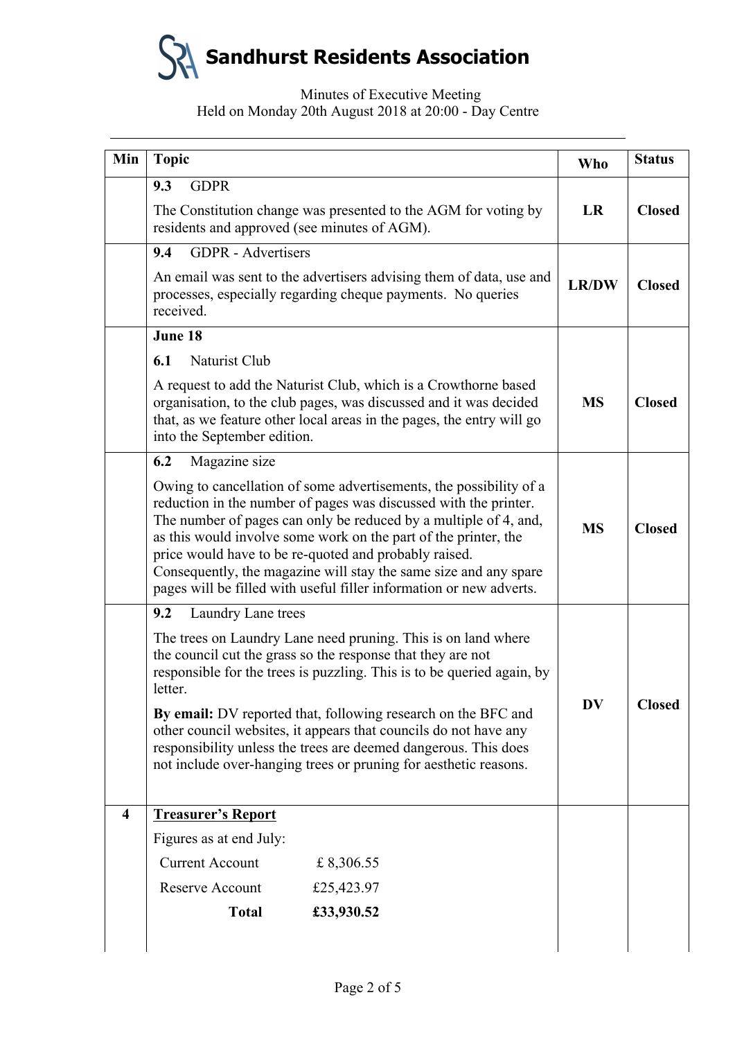# Sandhurst Residents Association

Minutes of Executive Meeting
Held on Monday 20th August 2018 at 20:00 - Day Centre

| Min | Topic | Who | Status |
|---|---|---|---|
| | **9.3** GDPR<br><br>The Constitution change was presented to the AGM for voting by residents and approved (see minutes of AGM). | **LR** | **Closed** |
| | **9.4** GDPR - Advertisers<br><br>An email was sent to the advertisers advising them of data, use and processes, especially regarding cheque payments. No queries received. | **LR/DW** | **Closed** |
| | **June 18**<br><br>**6.1** Naturist Club<br><br>A request to add the Naturist Club, which is a Crowthorne based organisation, to the club pages, was discussed and it was decided that, as we feature other local areas in the pages, the entry will go into the September edition. | **MS** | **Closed** |
| | **6.2** Magazine size<br><br>Owing to cancellation of some advertisements, the possibility of a reduction in the number of pages was discussed with the printer. The number of pages can only be reduced by a multiple of 4, and, as this would involve some work on the part of the printer, the price would have to be re-quoted and probably raised. Consequently, the magazine will stay the same size and any spare pages will be filled with useful filler information or new adverts. | **MS** | **Closed** |
| | **9.2** Laundry Lane trees<br><br>The trees on Laundry Lane need pruning. This is on land where the council cut the grass so the response that they are not responsible for the trees is puzzling. This is to be queried again, by letter.<br><br>**By email:** DV reported that, following research on the BFC and other council websites, it appears that councils do not have any responsibility unless the trees are deemed dangerous. This does not include over-hanging trees or pruning for aesthetic reasons. | **DV** | **Closed** |
| **4** | **Treasurer's Report**<br><br>Figures as at end July:<br><br>Current Account £ 8,306.55<br><br>Reserve Account £25,423.97<br><br>**Total** **£33,930.52** | | |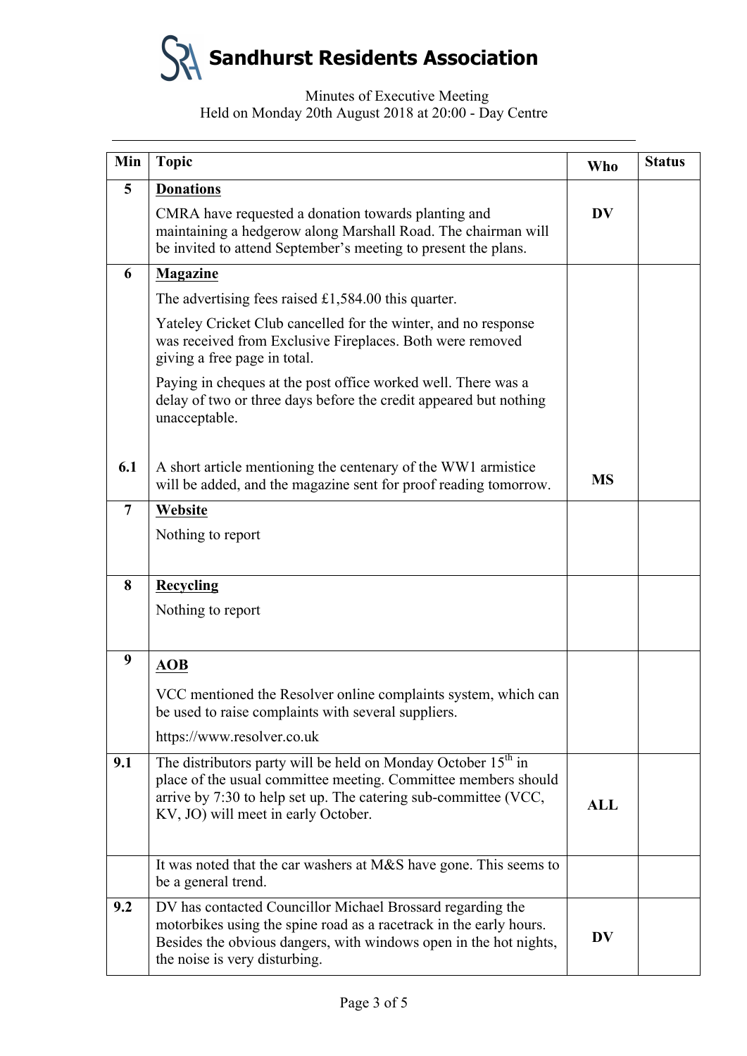# Sandhurst Residents Association

Minutes of Executive Meeting
Held on Monday 20th August 2018 at 20:00 - Day Centre

| Min | Topic | Who | Status |
|---|---|---|---|
| 5 | **Donations**<br><br>CMRA have requested a donation towards planting and maintaining a hedgerow along Marshall Road. The chairman will be invited to attend September's meeting to present the plans. | **DV** | |
| 6 | **Magazine**<br><br>The advertising fees raised £1,584.00 this quarter.<br><br>Yateley Cricket Club cancelled for the winter, and no response was received from Exclusive Fireplaces. Both were removed giving a free page in total.<br><br>Paying in cheques at the post office worked well. There was a delay of two or three days before the credit appeared but nothing unacceptable. | | |
| 6.1 | A short article mentioning the centenary of the WW1 armistice will be added, and the magazine sent for proof reading tomorrow. | **MS** | |
| 7 | **Website**<br><br>Nothing to report | | |
| 8 | **Recycling**<br><br>Nothing to report | | |
| 9 | **AOB**<br><br>VCC mentioned the Resolver online complaints system, which can be used to raise complaints with several suppliers.<br><br>https://www.resolver.co.uk | | |
| 9.1 | The distributors party will be held on Monday October 15th in place of the usual committee meeting. Committee members should arrive by 7:30 to help set up. The catering sub-committee (VCC, KV, JO) will meet in early October. | **ALL** | |
| | It was noted that the car washers at M&S have gone. This seems to be a general trend. | | |
| 9.2 | DV has contacted Councillor Michael Brossard regarding the motorbikes using the spine road as a racetrack in the early hours. Besides the obvious dangers, with windows open in the hot nights, the noise is very disturbing. | **DV** | |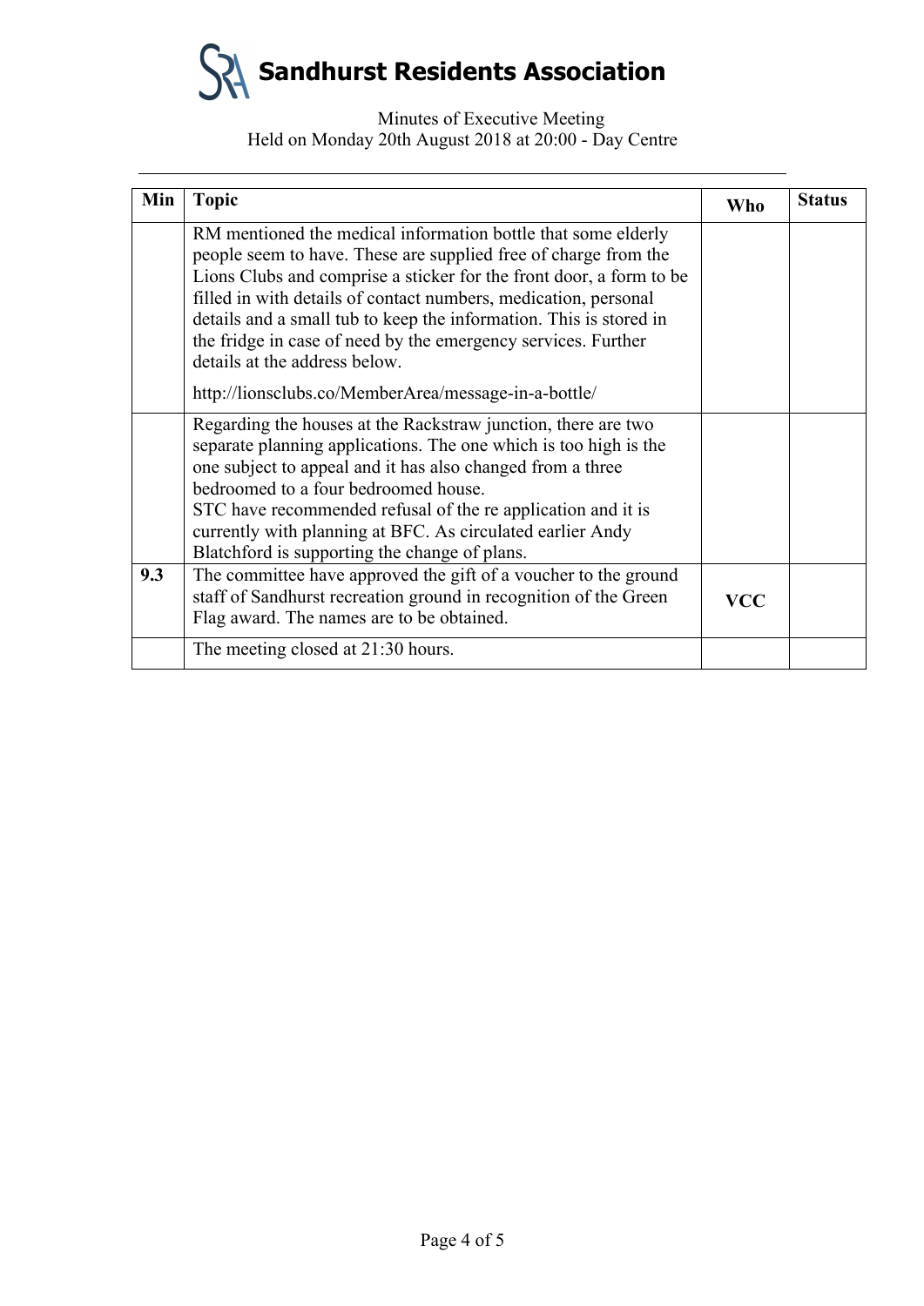# Sandhurst Residents Association

Minutes of Executive Meeting
Held on Monday 20th August 2018 at 20:00 - Day Centre

| Min | Topic | Who | Status |
|---|---|---|---|
| | RM mentioned the medical information bottle that some elderly people seem to have. These are supplied free of charge from the Lions Clubs and comprise a sticker for the front door, a form to be filled in with details of contact numbers, medication, personal details and a small tub to keep the information. This is stored in the fridge in case of need by the emergency services. Further details at the address below.<br><br>http://lionsclubs.co/MemberArea/message-in-a-bottle/ | | |
| | Regarding the houses at the Rackstraw junction, there are two separate planning applications. The one which is too high is the one subject to appeal and it has also changed from a three bedroomed to a four bedroomed house.<br>STC have recommended refusal of the re application and it is currently with planning at BFC. As circulated earlier Andy Blatchford is supporting the change of plans. | | |
| **9.3** | The committee have approved the gift of a voucher to the ground staff of Sandhurst recreation ground in recognition of the Green Flag award. The names are to be obtained. | **VCC** | |
| | The meeting closed at 21:30 hours. | | |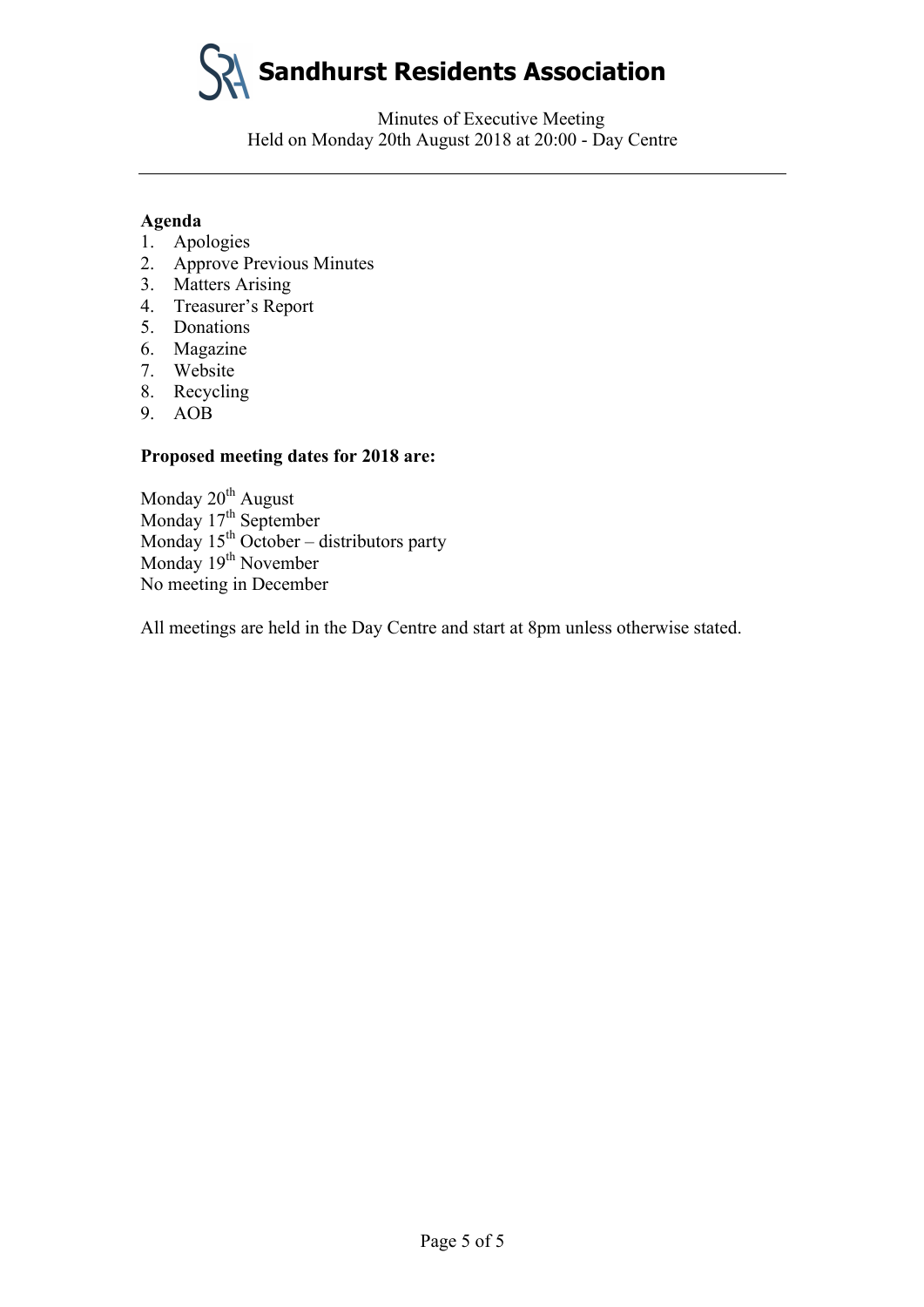# Sandhurst Residents Association

Minutes of Executive Meeting
Held on Monday 20th August 2018 at 20:00 - Day Centre

---

**Agenda**

1. Apologies
2. Approve Previous Minutes
3. Matters Arising
4. Treasurer's Report
5. Donations
6. Magazine
7. Website
8. Recycling
9. AOB

**Proposed meeting dates for 2018 are:**

Monday 20th August
Monday 17th September
Monday 15th October – distributors party
Monday 19th November
No meeting in December

All meetings are held in the Day Centre and start at 8pm unless otherwise stated.